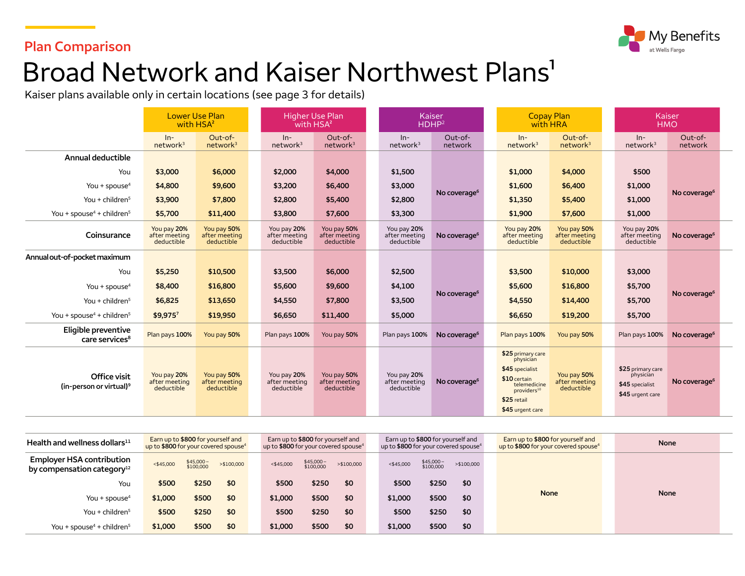Plan Comparison

# Broad Network and Kaiser Northwest Plans[1]

Kaiser plans available only in certain locations (see page 3 for details)

| | Lower Use Plan with HSA[2] | | Higher Use Plan with HSA[2] | | Kaiser HDHP[2] | | Copay Plan with HRA | | Kaiser HMO | |
|---|---|---|---|---|---|---|---|---|---|---|
| | In-network[3] | Out-of-network[3] | In-network[3] | Out-of-network[3] | In-network[3] | Out-of-network | In-network[3] | Out-of-network[3] | In-network[3] | Out-of-network |
| **Annual deductible** | | | | | | | | | | |
| You | $3,000 | $6,000 | $2,000 | $4,000 | $1,500 | No coverage[6] | $1,000 | $4,000 | $500 | No coverage[6] |
| You + spouse[4] | $4,800 | $9,600 | $3,200 | $6,400 | $3,000 | No coverage[6] | $1,600 | $6,400 | $1,000 | No coverage[6] |
| You + children[5] | $3,900 | $7,800 | $2,800 | $5,400 | $2,800 | No coverage[6] | $1,350 | $5,400 | $1,000 | No coverage[6] |
| You + spouse[4] + children[5] | $5,700 | $11,400 | $3,800 | $7,600 | $3,300 | No coverage[6] | $1,900 | $7,600 | $1,000 | No coverage[6] |
| **Coinsurance** | You pay **20%** after meeting deductible | You pay **50%** after meeting deductible | You pay **20%** after meeting deductible | You pay **50%** after meeting deductible | You pay **20%** after meeting deductible | No coverage[6] | You pay **20%** after meeting deductible | You pay **50%** after meeting deductible | You pay **20%** after meeting deductible | No coverage[6] |
| **Annual out-of-pocket maximum** | | | | | | | | | | |
| You | $5,250 | $10,500 | $3,500 | $6,000 | $2,500 | No coverage[6] | $3,500 | $10,000 | $3,000 | No coverage[6] |
| You + spouse[4] | $8,400 | $16,800 | $5,600 | $9,600 | $4,100 | No coverage[6] | $5,600 | $16,800 | $5,700 | No coverage[6] |
| You + children[5] | $6,825 | $13,650 | $4,550 | $7,800 | $3,500 | No coverage[6] | $4,550 | $14,400 | $5,700 | No coverage[6] |
| You + spouse[4] + children[5] | $9,975[7] | $19,950 | $6,650 | $11,400 | $5,000 | No coverage[6] | $6,650 | $19,200 | $5,700 | No coverage[6] |
| **Eligible preventive care services[8]** | Plan pays **100%** | You pay **50%** | Plan pays **100%** | You pay **50%** | Plan pays **100%** | No coverage[6] | Plan pays **100%** | You pay **50%** | Plan pays **100%** | No coverage[6] |
| **Office visit (in-person or virtual)[9]** | You pay **20%** after meeting deductible | You pay **50%** after meeting deductible | You pay **20%** after meeting deductible | You pay **50%** after meeting deductible | You pay **20%** after meeting deductible | No coverage[6] | **$25** primary care physician; **$45** specialist; **$10** certain telemedicine providers[10]; **$25** retail; **$45** urgent care | You pay **50%** after meeting deductible | **$25** primary care physician; **$45** specialist; **$45** urgent care | No coverage[6] |

| | Lower Use Plan with HSA[2] | | | Higher Use Plan with HSA[2] | | | Kaiser HDHP[2] | | | Copay Plan with HRA | Kaiser HMO |
|---|---|---|---|---|---|---|---|---|---|---|---|
| **Health and wellness dollars[11]** | Earn up to **$800** for yourself and up to **$800** for your covered spouse[4] | | | Earn up to **$800** for yourself and up to **$800** for your covered spouse[4] | | | Earn up to **$800** for yourself and up to **$800** for your covered spouse[4] | | | Earn up to **$800** for yourself and up to **$800** for your covered spouse[4] | None |
| **Employer HSA contribution by compensation category[12]** | <$45,000 | $45,000 – $100,000 | >$100,000 | <$45,000 | $45,000 – $100,000 | >$100,000 | <$45,000 | $45,000 – $100,000 | >$100,000 | None | None |
| You | $500 | $250 | $0 | $500 | $250 | $0 | $500 | $250 | $0 | None | None |
| You + spouse[4] | $1,000 | $500 | $0 | $1,000 | $500 | $0 | $1,000 | $500 | $0 | None | None |
| You + children[5] | $500 | $250 | $0 | $500 | $250 | $0 | $500 | $250 | $0 | None | None |
| You + spouse[4] + children[5] | $1,000 | $500 | $0 | $1,000 | $500 | $0 | $1,000 | $500 | $0 | None | None |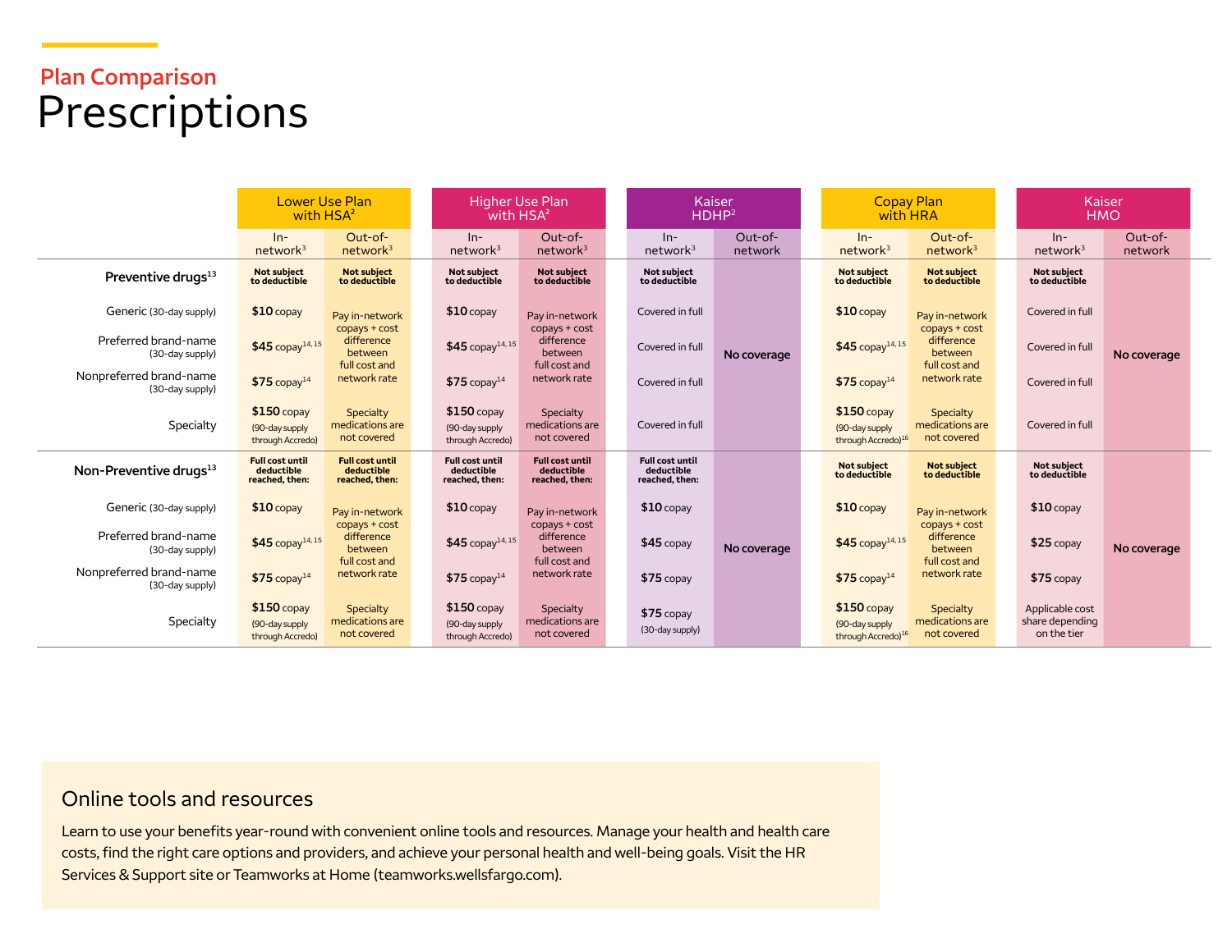## Plan Comparison

# Prescriptions

| | Lower Use Plan with HSA[2] | | Higher Use Plan with HSA[2] | | Kaiser HDHP[2] | | Copay Plan with HRA | | Kaiser HMO | |
|---|---|---|---|---|---|---|---|---|---|---|
| | In-network[3] | Out-of-network[3] | In-network[3] | Out-of-network[3] | In-network[3] | Out-of-network | In-network[3] | Out-of-network[3] | In-network[3] | Out-of-network |
| **Preventive drugs[13]** | **Not subject to deductible** | **Not subject to deductible** | **Not subject to deductible** | **Not subject to deductible** | **Not subject to deductible** | No coverage | **Not subject to deductible** | **Not subject to deductible** | **Not subject to deductible** | No coverage |
| Generic (30-day supply) | **$10** copay | Pay in-network copays + cost difference between full cost and network rate | **$10** copay | Pay in-network copays + cost difference between full cost and network rate | Covered in full | | **$10** copay | Pay in-network copays + cost difference between full cost and network rate | Covered in full | |
| Preferred brand-name (30-day supply) | **$45** copay[14,15] | | **$45** copay[14,15] | | Covered in full | | **$45** copay[14,15] | | Covered in full | |
| Nonpreferred brand-name (30-day supply) | **$75** copay[14] | | **$75** copay[14] | | Covered in full | | **$75** copay[14] | | Covered in full | |
| Specialty | **$150** copay (90-day supply through Accredo) | Specialty medications are not covered | **$150** copay (90-day supply through Accredo) | Specialty medications are not covered | Covered in full | | **$150** copay (90-day supply through Accredo)[16] | Specialty medications are not covered | Covered in full | |
| **Non-Preventive drugs[13]** | **Full cost until deductible reached, then:** | **Full cost until deductible reached, then:** | **Full cost until deductible reached, then:** | **Full cost until deductible reached, then:** | **Full cost until deductible reached, then:** | No coverage | **Not subject to deductible** | **Not subject to deductible** | **Not subject to deductible** | No coverage |
| Generic (30-day supply) | **$10** copay | Pay in-network copays + cost difference between full cost and network rate | **$10** copay | Pay in-network copays + cost difference between full cost and network rate | **$10** copay | | **$10** copay | Pay in-network copays + cost difference between full cost and network rate | **$10** copay | |
| Preferred brand-name (30-day supply) | **$45** copay[14,15] | | **$45** copay[14,15] | | **$45** copay | | **$45** copay[14,15] | | **$25** copay | |
| Nonpreferred brand-name (30-day supply) | **$75** copay[14] | | **$75** copay[14] | | **$75** copay | | **$75** copay[14] | | **$75** copay | |
| Specialty | **$150** copay (90-day supply through Accredo) | Specialty medications are not covered | **$150** copay (90-day supply through Accredo) | Specialty medications are not covered | **$75** copay (30-day supply) | | **$150** copay (90-day supply through Accredo)[16] | Specialty medications are not covered | Applicable cost share depending on the tier | |

## Online tools and resources

Learn to use your benefits year-round with convenient online tools and resources. Manage your health and health care costs, find the right care options and providers, and achieve your personal health and well-being goals. Visit the HR Services & Support site or Teamworks at Home (teamworks.wellsfargo.com).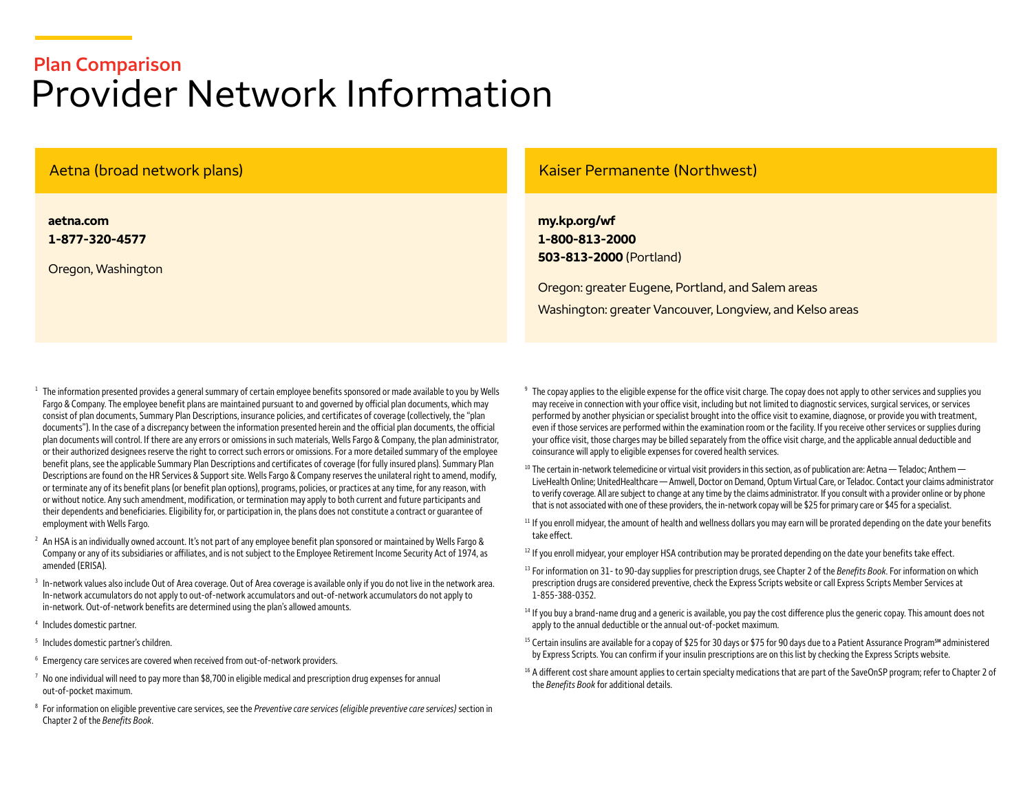## Plan Comparison

# Provider Network Information

| Aetna (broad network plans) | Kaiser Permanente (Northwest) |
|---|---|
| **aetna.com**<br>**1-877-320-4577**<br><br>Oregon, Washington | **my.kp.org/wf**<br>**1-800-813-2000**<br>**503-813-2000** (Portland)<br><br>Oregon: greater Eugene, Portland, and Salem areas<br>Washington: greater Vancouver, Longview, and Kelso areas |

[1] The information presented provides a general summary of certain employee benefits sponsored or made available to you by Wells Fargo & Company. The employee benefit plans are maintained pursuant to and governed by official plan documents, which may consist of plan documents, Summary Plan Descriptions, insurance policies, and certificates of coverage (collectively, the "plan documents"). In the case of a discrepancy between the information presented herein and the official plan documents, the official plan documents will control. If there are any errors or omissions in such materials, Wells Fargo & Company, the plan administrator, or their authorized designees reserve the right to correct such errors or omissions. For a more detailed summary of the employee benefit plans, see the applicable Summary Plan Descriptions and certificates of coverage (for fully insured plans). Summary Plan Descriptions are found on the HR Services & Support site. Wells Fargo & Company reserves the unilateral right to amend, modify, or terminate any of its benefit plans (or benefit plan options), programs, policies, or practices at any time, for any reason, with or without notice. Any such amendment, modification, or termination may apply to both current and future participants and their dependents and beneficiaries. Eligibility for, or participation in, the plans does not constitute a contract or guarantee of employment with Wells Fargo.

[2] An HSA is an individually owned account. It's not part of any employee benefit plan sponsored or maintained by Wells Fargo & Company or any of its subsidiaries or affiliates, and is not subject to the Employee Retirement Income Security Act of 1974, as amended (ERISA).

[3] In-network values also include Out of Area coverage. Out of Area coverage is available only if you do not live in the network area. In-network accumulators do not apply to out-of-network accumulators and out-of-network accumulators do not apply to in-network. Out-of-network benefits are determined using the plan's allowed amounts.

[4] Includes domestic partner.

[5] Includes domestic partner's children.

[6] Emergency care services are covered when received from out-of-network providers.

[7] No one individual will need to pay more than $8,700 in eligible medical and prescription drug expenses for annual out-of-pocket maximum.

[8] For information on eligible preventive care services, see the *Preventive care services (eligible preventive care services)* section in Chapter 2 of the *Benefits Book*.

[9] The copay applies to the eligible expense for the office visit charge. The copay does not apply to other services and supplies you may receive in connection with your office visit, including but not limited to diagnostic services, surgical services, or services performed by another physician or specialist brought into the office visit to examine, diagnose, or provide you with treatment, even if those services are performed within the examination room or the facility. If you receive other services or supplies during your office visit, those charges may be billed separately from the office visit charge, and the applicable annual deductible and coinsurance will apply to eligible expenses for covered health services.

[10] The certain in-network telemedicine or virtual visit providers in this section, as of publication are: Aetna — Teladoc; Anthem — LiveHealth Online; UnitedHealthcare — Amwell, Doctor on Demand, Optum Virtual Care, or Teladoc. Contact your claims administrator to verify coverage. All are subject to change at any time by the claims administrator. If you consult with a provider online or by phone that is not associated with one of these providers, the in-network copay will be $25 for primary care or $45 for a specialist.

[11] If you enroll midyear, the amount of health and wellness dollars you may earn will be prorated depending on the date your benefits take effect.

[12] If you enroll midyear, your employer HSA contribution may be prorated depending on the date your benefits take effect.

[13] For information on 31- to 90-day supplies for prescription drugs, see Chapter 2 of the *Benefits Book*. For information on which prescription drugs are considered preventive, check the Express Scripts website or call Express Scripts Member Services at 1-855-388-0352.

[14] If you buy a brand-name drug and a generic is available, you pay the cost difference plus the generic copay. This amount does not apply to the annual deductible or the annual out-of-pocket maximum.

[15] Certain insulins are available for a copay of $25 for 30 days or $75 for 90 days due to a Patient Assurance Program℠ administered by Express Scripts. You can confirm if your insulin prescriptions are on this list by checking the Express Scripts website.

[16] A different cost share amount applies to certain specialty medications that are part of the SaveOnSP program; refer to Chapter 2 of the *Benefits Book* for additional details.